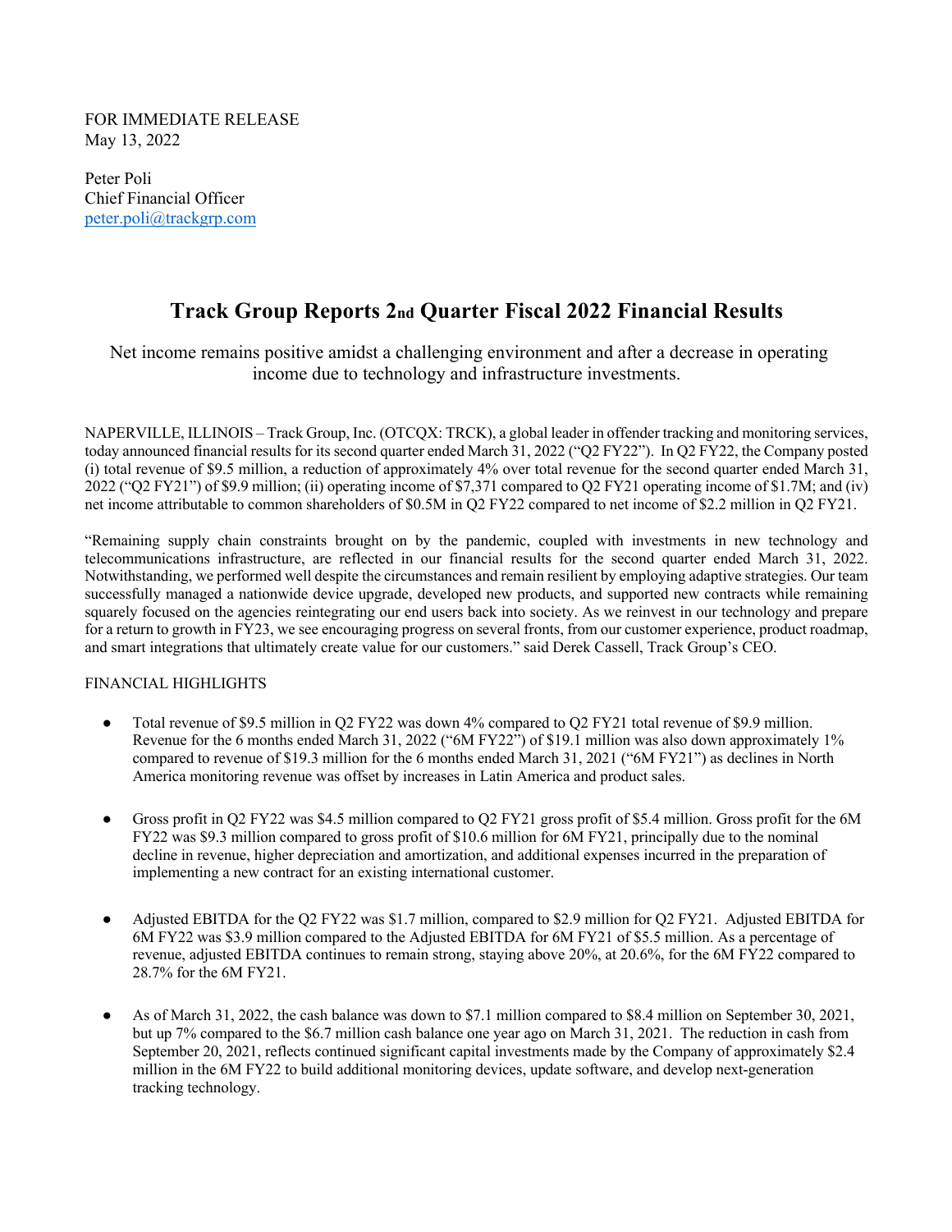FOR IMMEDIATE RELEASE
May 13, 2022

Peter Poli
Chief Financial Officer
peter.poli@trackgrp.com

# Track Group Reports 2nd Quarter Fiscal 2022 Financial Results

Net income remains positive amidst a challenging environment and after a decrease in operating income due to technology and infrastructure investments.

NAPERVILLE, ILLINOIS – Track Group, Inc. (OTCQX: TRCK), a global leader in offender tracking and monitoring services, today announced financial results for its second quarter ended March 31, 2022 ("Q2 FY22"). In Q2 FY22, the Company posted (i) total revenue of $9.5 million, a reduction of approximately 4% over total revenue for the second quarter ended March 31, 2022 ("Q2 FY21") of $9.9 million; (ii) operating income of $7,371 compared to Q2 FY21 operating income of $1.7M; and (iv) net income attributable to common shareholders of $0.5M in Q2 FY22 compared to net income of $2.2 million in Q2 FY21.

"Remaining supply chain constraints brought on by the pandemic, coupled with investments in new technology and telecommunications infrastructure, are reflected in our financial results for the second quarter ended March 31, 2022. Notwithstanding, we performed well despite the circumstances and remain resilient by employing adaptive strategies. Our team successfully managed a nationwide device upgrade, developed new products, and supported new contracts while remaining squarely focused on the agencies reintegrating our end users back into society. As we reinvest in our technology and prepare for a return to growth in FY23, we see encouraging progress on several fronts, from our customer experience, product roadmap, and smart integrations that ultimately create value for our customers." said Derek Cassell, Track Group's CEO.

FINANCIAL HIGHLIGHTS

- Total revenue of $9.5 million in Q2 FY22 was down 4% compared to Q2 FY21 total revenue of $9.9 million. Revenue for the 6 months ended March 31, 2022 ("6M FY22") of $19.1 million was also down approximately 1% compared to revenue of $19.3 million for the 6 months ended March 31, 2021 ("6M FY21") as declines in North America monitoring revenue was offset by increases in Latin America and product sales.

- Gross profit in Q2 FY22 was $4.5 million compared to Q2 FY21 gross profit of $5.4 million. Gross profit for the 6M FY22 was $9.3 million compared to gross profit of $10.6 million for 6M FY21, principally due to the nominal decline in revenue, higher depreciation and amortization, and additional expenses incurred in the preparation of implementing a new contract for an existing international customer.

- Adjusted EBITDA for the Q2 FY22 was $1.7 million, compared to $2.9 million for Q2 FY21. Adjusted EBITDA for 6M FY22 was $3.9 million compared to the Adjusted EBITDA for 6M FY21 of $5.5 million. As a percentage of revenue, adjusted EBITDA continues to remain strong, staying above 20%, at 20.6%, for the 6M FY22 compared to 28.7% for the 6M FY21.

- As of March 31, 2022, the cash balance was down to $7.1 million compared to $8.4 million on September 30, 2021, but up 7% compared to the $6.7 million cash balance one year ago on March 31, 2021. The reduction in cash from September 20, 2021, reflects continued significant capital investments made by the Company of approximately $2.4 million in the 6M FY22 to build additional monitoring devices, update software, and develop next-generation tracking technology.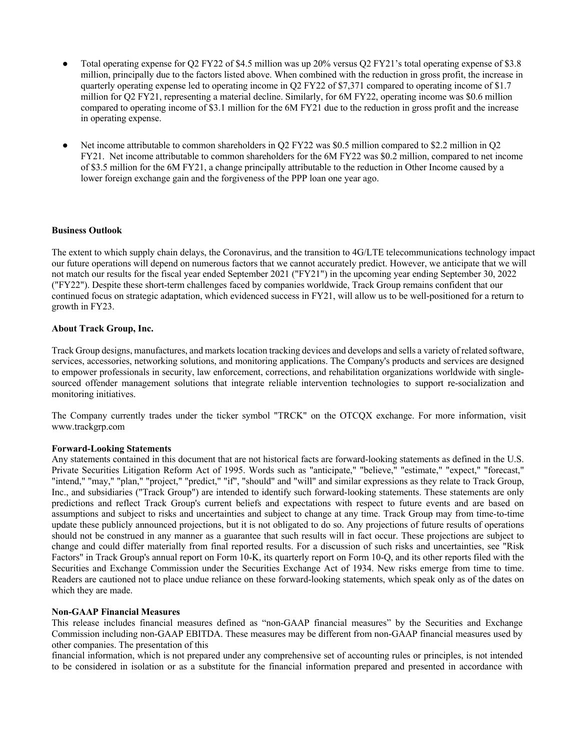- Total operating expense for Q2 FY22 of $4.5 million was up 20% versus Q2 FY21's total operating expense of $3.8 million, principally due to the factors listed above. When combined with the reduction in gross profit, the increase in quarterly operating expense led to operating income in Q2 FY22 of $7,371 compared to operating income of $1.7 million for Q2 FY21, representing a material decline. Similarly, for 6M FY22, operating income was $0.6 million compared to operating income of $3.1 million for the 6M FY21 due to the reduction in gross profit and the increase in operating expense.

- Net income attributable to common shareholders in Q2 FY22 was $0.5 million compared to $2.2 million in Q2 FY21. Net income attributable to common shareholders for the 6M FY22 was $0.2 million, compared to net income of $3.5 million for the 6M FY21, a change principally attributable to the reduction in Other Income caused by a lower foreign exchange gain and the forgiveness of the PPP loan one year ago.

**Business Outlook**

The extent to which supply chain delays, the Coronavirus, and the transition to 4G/LTE telecommunications technology impact our future operations will depend on numerous factors that we cannot accurately predict. However, we anticipate that we will not match our results for the fiscal year ended September 2021 ("FY21") in the upcoming year ending September 30, 2022 ("FY22"). Despite these short-term challenges faced by companies worldwide, Track Group remains confident that our continued focus on strategic adaptation, which evidenced success in FY21, will allow us to be well-positioned for a return to growth in FY23.

**About Track Group, Inc.**

Track Group designs, manufactures, and markets location tracking devices and develops and sells a variety of related software, services, accessories, networking solutions, and monitoring applications. The Company's products and services are designed to empower professionals in security, law enforcement, corrections, and rehabilitation organizations worldwide with single-sourced offender management solutions that integrate reliable intervention technologies to support re-socialization and monitoring initiatives.

The Company currently trades under the ticker symbol "TRCK" on the OTCQX exchange. For more information, visit www.trackgrp.com

**Forward-Looking Statements**

Any statements contained in this document that are not historical facts are forward-looking statements as defined in the U.S. Private Securities Litigation Reform Act of 1995. Words such as "anticipate," "believe," "estimate," "expect," "forecast," "intend," "may," "plan," "project," "predict," "if", "should" and "will" and similar expressions as they relate to Track Group, Inc., and subsidiaries ("Track Group") are intended to identify such forward-looking statements. These statements are only predictions and reflect Track Group's current beliefs and expectations with respect to future events and are based on assumptions and subject to risks and uncertainties and subject to change at any time. Track Group may from time-to-time update these publicly announced projections, but it is not obligated to do so. Any projections of future results of operations should not be construed in any manner as a guarantee that such results will in fact occur. These projections are subject to change and could differ materially from final reported results. For a discussion of such risks and uncertainties, see "Risk Factors" in Track Group's annual report on Form 10-K, its quarterly report on Form 10-Q, and its other reports filed with the Securities and Exchange Commission under the Securities Exchange Act of 1934. New risks emerge from time to time. Readers are cautioned not to place undue reliance on these forward-looking statements, which speak only as of the dates on which they are made.

**Non-GAAP Financial Measures**

This release includes financial measures defined as "non-GAAP financial measures" by the Securities and Exchange Commission including non-GAAP EBITDA. These measures may be different from non-GAAP financial measures used by other companies. The presentation of this financial information, which is not prepared under any comprehensive set of accounting rules or principles, is not intended to be considered in isolation or as a substitute for the financial information prepared and presented in accordance with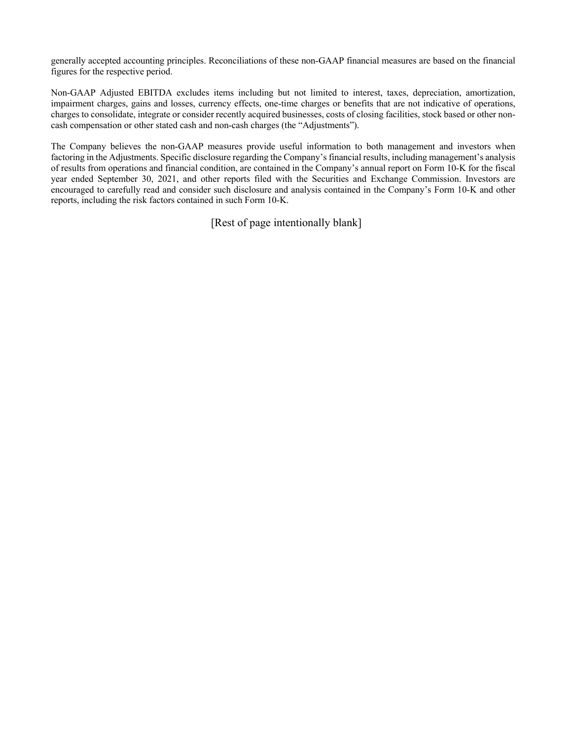generally accepted accounting principles. Reconciliations of these non-GAAP financial measures are based on the financial figures for the respective period.

Non-GAAP Adjusted EBITDA excludes items including but not limited to interest, taxes, depreciation, amortization, impairment charges, gains and losses, currency effects, one-time charges or benefits that are not indicative of operations, charges to consolidate, integrate or consider recently acquired businesses, costs of closing facilities, stock based or other non-cash compensation or other stated cash and non-cash charges (the "Adjustments").

The Company believes the non-GAAP measures provide useful information to both management and investors when factoring in the Adjustments. Specific disclosure regarding the Company's financial results, including management's analysis of results from operations and financial condition, are contained in the Company's annual report on Form 10-K for the fiscal year ended September 30, 2021, and other reports filed with the Securities and Exchange Commission. Investors are encouraged to carefully read and consider such disclosure and analysis contained in the Company's Form 10-K and other reports, including the risk factors contained in such Form 10-K.

[Rest of page intentionally blank]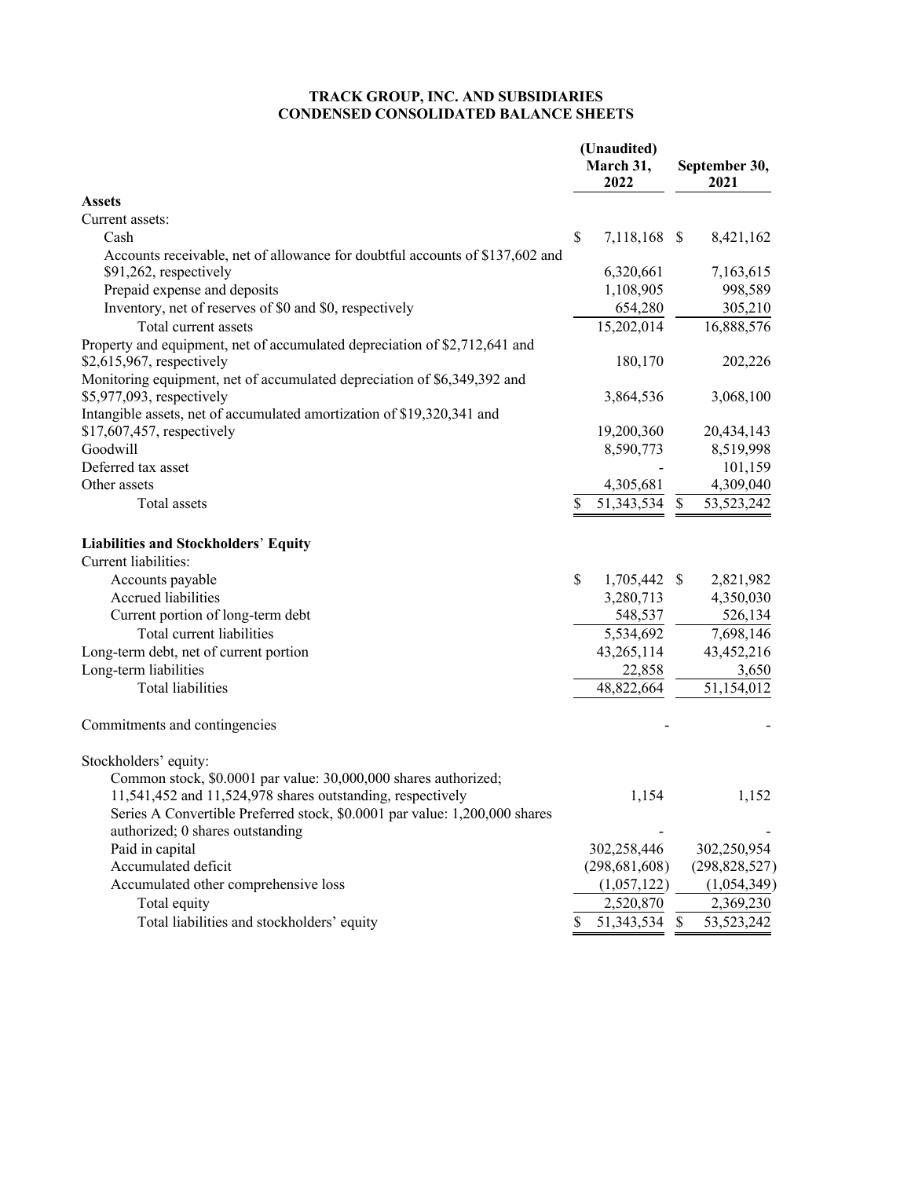**TRACK GROUP, INC. AND SUBSIDIARIES**
**CONDENSED CONSOLIDATED BALANCE SHEETS**

| | (Unaudited) March 31, 2022 | September 30, 2021 |
|---|---|---|
| **Assets** | | |
| Current assets: | | |
| Cash | $ 7,118,168 | $ 8,421,162 |
| Accounts receivable, net of allowance for doubtful accounts of $137,602 and $91,262, respectively | 6,320,661 | 7,163,615 |
| Prepaid expense and deposits | 1,108,905 | 998,589 |
| Inventory, net of reserves of $0 and $0, respectively | 654,280 | 305,210 |
| Total current assets | 15,202,014 | 16,888,576 |
| Property and equipment, net of accumulated depreciation of $2,712,641 and $2,615,967, respectively | 180,170 | 202,226 |
| Monitoring equipment, net of accumulated depreciation of $6,349,392 and $5,977,093, respectively | 3,864,536 | 3,068,100 |
| Intangible assets, net of accumulated amortization of $19,320,341 and $17,607,457, respectively | 19,200,360 | 20,434,143 |
| Goodwill | 8,590,773 | 8,519,998 |
| Deferred tax asset | - | 101,159 |
| Other assets | 4,305,681 | 4,309,040 |
| Total assets | $ 51,343,534 | $ 53,523,242 |
| **Liabilities and Stockholders' Equity** | | |
| Current liabilities: | | |
| Accounts payable | $ 1,705,442 | $ 2,821,982 |
| Accrued liabilities | 3,280,713 | 4,350,030 |
| Current portion of long-term debt | 548,537 | 526,134 |
| Total current liabilities | 5,534,692 | 7,698,146 |
| Long-term debt, net of current portion | 43,265,114 | 43,452,216 |
| Long-term liabilities | 22,858 | 3,650 |
| Total liabilities | 48,822,664 | 51,154,012 |
| Commitments and contingencies | - | - |
| Stockholders' equity: | | |
| Common stock, $0.0001 par value: 30,000,000 shares authorized; 11,541,452 and 11,524,978 shares outstanding, respectively | 1,154 | 1,152 |
| Series A Convertible Preferred stock, $0.0001 par value: 1,200,000 shares authorized; 0 shares outstanding | - | - |
| Paid in capital | 302,258,446 | 302,250,954 |
| Accumulated deficit | (298,681,608) | (298,828,527) |
| Accumulated other comprehensive loss | (1,057,122) | (1,054,349) |
| Total equity | 2,520,870 | 2,369,230 |
| Total liabilities and stockholders' equity | $ 51,343,534 | $ 53,523,242 |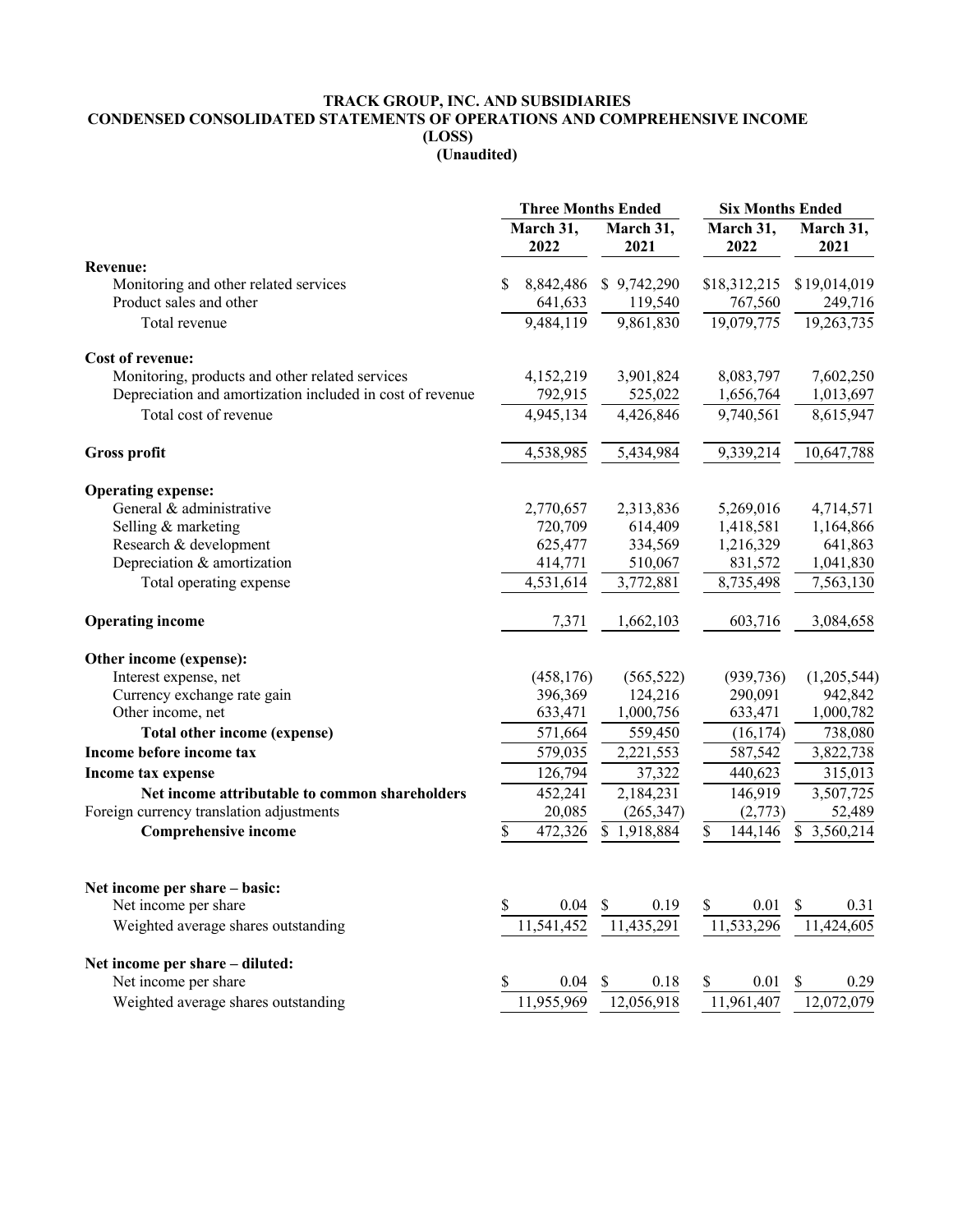**TRACK GROUP, INC. AND SUBSIDIARIES**
**CONDENSED CONSOLIDATED STATEMENTS OF OPERATIONS AND COMPREHENSIVE INCOME (LOSS)**
**(Unaudited)**

| | Three Months Ended | | Six Months Ended | |
|---|---|---|---|---|
| | March 31, 2022 | March 31, 2021 | March 31, 2022 | March 31, 2021 |
| **Revenue:** | | | | |
| Monitoring and other related services | $ 8,842,486 | $ 9,742,290 | $18,312,215 | $19,014,019 |
| Product sales and other | 641,633 | 119,540 | 767,560 | 249,716 |
| Total revenue | 9,484,119 | 9,861,830 | 19,079,775 | 19,263,735 |
| **Cost of revenue:** | | | | |
| Monitoring, products and other related services | 4,152,219 | 3,901,824 | 8,083,797 | 7,602,250 |
| Depreciation and amortization included in cost of revenue | 792,915 | 525,022 | 1,656,764 | 1,013,697 |
| Total cost of revenue | 4,945,134 | 4,426,846 | 9,740,561 | 8,615,947 |
| **Gross profit** | 4,538,985 | 5,434,984 | 9,339,214 | 10,647,788 |
| **Operating expense:** | | | | |
| General & administrative | 2,770,657 | 2,313,836 | 5,269,016 | 4,714,571 |
| Selling & marketing | 720,709 | 614,409 | 1,418,581 | 1,164,866 |
| Research & development | 625,477 | 334,569 | 1,216,329 | 641,863 |
| Depreciation & amortization | 414,771 | 510,067 | 831,572 | 1,041,830 |
| Total operating expense | 4,531,614 | 3,772,881 | 8,735,498 | 7,563,130 |
| **Operating income** | 7,371 | 1,662,103 | 603,716 | 3,084,658 |
| **Other income (expense):** | | | | |
| Interest expense, net | (458,176) | (565,522) | (939,736) | (1,205,544) |
| Currency exchange rate gain | 396,369 | 124,216 | 290,091 | 942,842 |
| Other income, net | 633,471 | 1,000,756 | 633,471 | 1,000,782 |
| **Total other income (expense)** | 571,664 | 559,450 | (16,174) | 738,080 |
| **Income before income tax** | 579,035 | 2,221,553 | 587,542 | 3,822,738 |
| **Income tax expense** | 126,794 | 37,322 | 440,623 | 315,013 |
| **Net income attributable to common shareholders** | 452,241 | 2,184,231 | 146,919 | 3,507,725 |
| Foreign currency translation adjustments | 20,085 | (265,347) | (2,773) | 52,489 |
| **Comprehensive income** | $ 472,326 | $ 1,918,884 | $ 144,146 | $ 3,560,214 |
| **Net income per share – basic:** | | | | |
| Net income per share | $ 0.04 | $ 0.19 | $ 0.01 | $ 0.31 |
| Weighted average shares outstanding | 11,541,452 | 11,435,291 | 11,533,296 | 11,424,605 |
| **Net income per share – diluted:** | | | | |
| Net income per share | $ 0.04 | $ 0.18 | $ 0.01 | $ 0.29 |
| Weighted average shares outstanding | 11,955,969 | 12,056,918 | 11,961,407 | 12,072,079 |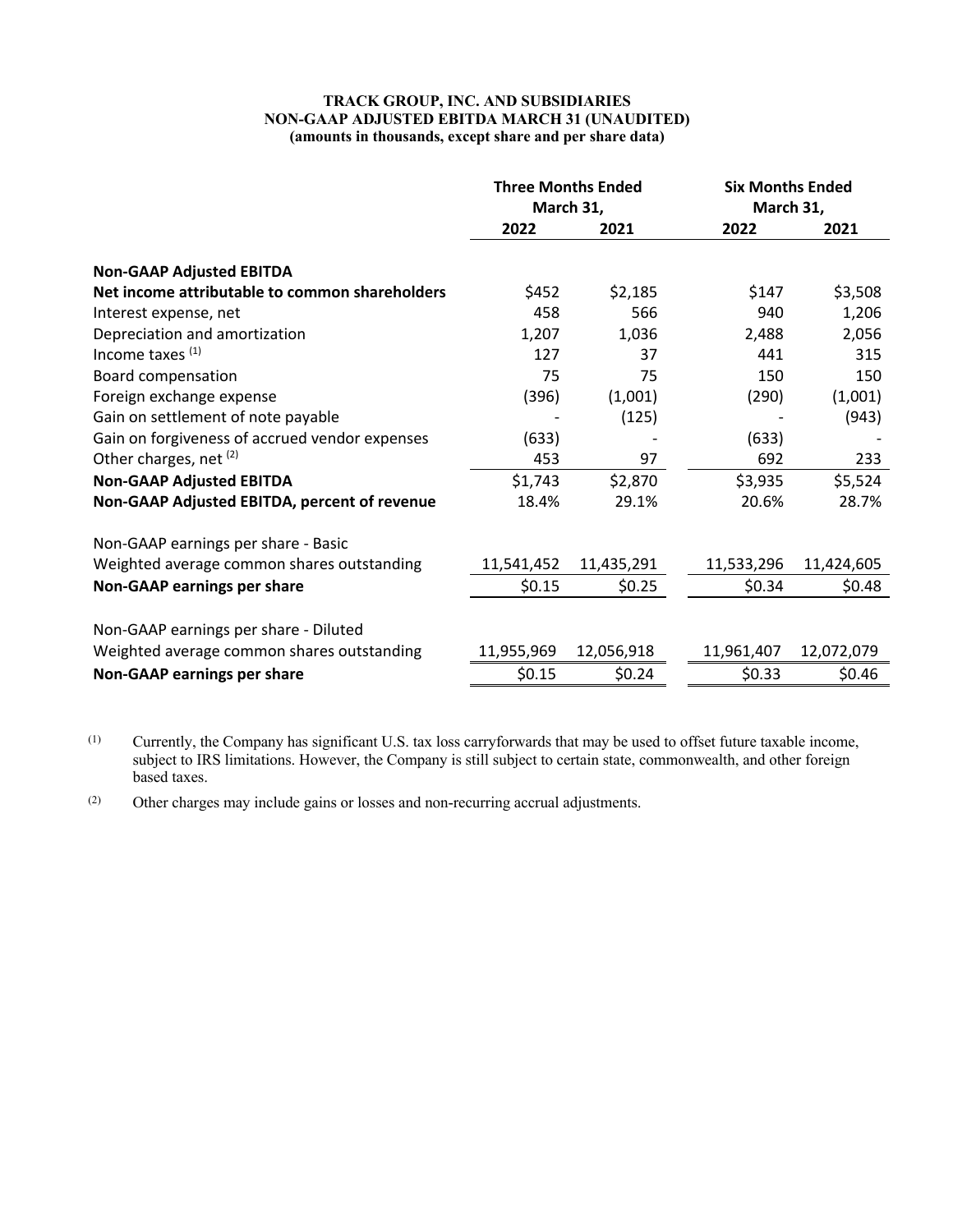**TRACK GROUP, INC. AND SUBSIDIARIES**
**NON-GAAP ADJUSTED EBITDA MARCH 31 (UNAUDITED)**
**(amounts in thousands, except share and per share data)**

| | Three Months Ended March 31, | | Six Months Ended March 31, | |
|---|---|---|---|---|
| | **2022** | **2021** | **2022** | **2021** |
| **Non-GAAP Adjusted EBITDA** | | | | |
| **Net income attributable to common shareholders** | $452 | $2,185 | $147 | $3,508 |
| Interest expense, net | 458 | 566 | 940 | 1,206 |
| Depreciation and amortization | 1,207 | 1,036 | 2,488 | 2,056 |
| Income taxes [(1)] | 127 | 37 | 441 | 315 |
| Board compensation | 75 | 75 | 150 | 150 |
| Foreign exchange expense | (396) | (1,001) | (290) | (1,001) |
| Gain on settlement of note payable | - | (125) | - | (943) |
| Gain on forgiveness of accrued vendor expenses | (633) | - | (633) | - |
| Other charges, net [(2)] | 453 | 97 | 692 | 233 |
| **Non-GAAP Adjusted EBITDA** | $1,743 | $2,870 | $3,935 | $5,524 |
| **Non-GAAP Adjusted EBITDA, percent of revenue** | 18.4% | 29.1% | 20.6% | 28.7% |
| Non-GAAP earnings per share - Basic | | | | |
| Weighted average common shares outstanding | 11,541,452 | 11,435,291 | 11,533,296 | 11,424,605 |
| **Non-GAAP earnings per share** | $0.15 | $0.25 | $0.34 | $0.48 |
| Non-GAAP earnings per share - Diluted | | | | |
| Weighted average common shares outstanding | 11,955,969 | 12,056,918 | 11,961,407 | 12,072,079 |
| **Non-GAAP earnings per share** | $0.15 | $0.24 | $0.33 | $0.46 |

(1) Currently, the Company has significant U.S. tax loss carryforwards that may be used to offset future taxable income, subject to IRS limitations. However, the Company is still subject to certain state, commonwealth, and other foreign based taxes.

(2) Other charges may include gains or losses and non-recurring accrual adjustments.